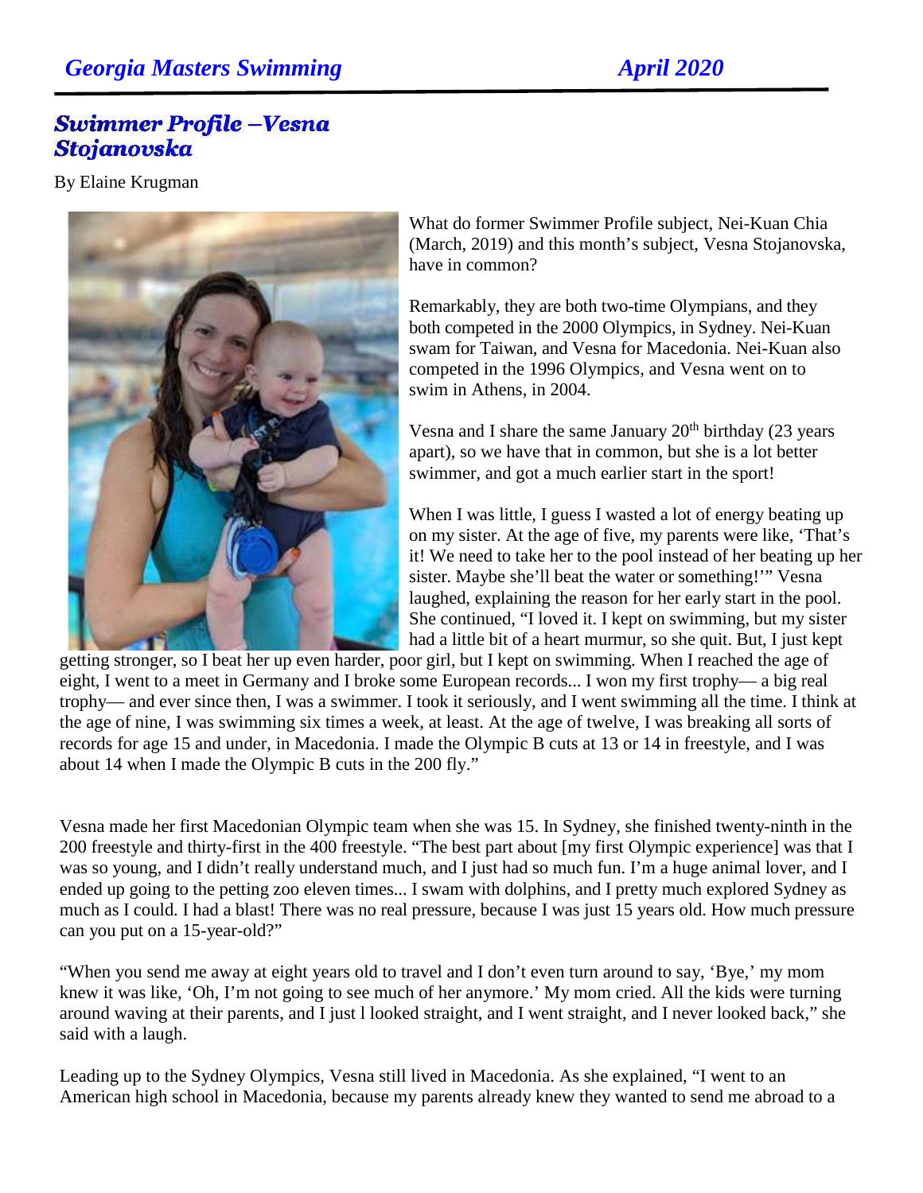## Swimmer Profile – Vesna Stojanovska

By Elaine Krugman

What do former Swimmer Profile subject, Nei-Kuan Chia (March, 2019) and this month's subject, Vesna Stojanovska, have in common?

Remarkably, they are both two-time Olympians, and they both competed in the 2000 Olympics, in Sydney. Nei-Kuan swam for Taiwan, and Vesna for Macedonia. Nei-Kuan also competed in the 1996 Olympics, and Vesna went on to swim in Athens, in 2004.

Vesna and I share the same January 20th birthday (23 years apart), so we have that in common, but she is a lot better swimmer, and got a much earlier start in the sport!

When I was little, I guess I wasted a lot of energy beating up on my sister. At the age of five, my parents were like, 'That's it! We need to take her to the pool instead of her beating up her sister. Maybe she'll beat the water or something!'" Vesna laughed, explaining the reason for her early start in the pool. She continued, "I loved it. I kept on swimming, but my sister had a little bit of a heart murmur, so she quit. But, I just kept getting stronger, so I beat her up even harder, poor girl, but I kept on swimming. When I reached the age of eight, I went to a meet in Germany and I broke some European records... I won my first trophy— a big real trophy— and ever since then, I was a swimmer. I took it seriously, and I went swimming all the time. I think at the age of nine, I was swimming six times a week, at least. At the age of twelve, I was breaking all sorts of records for age 15 and under, in Macedonia. I made the Olympic B cuts at 13 or 14 in freestyle, and I was about 14 when I made the Olympic B cuts in the 200 fly."

Vesna made her first Macedonian Olympic team when she was 15. In Sydney, she finished twenty-ninth in the 200 freestyle and thirty-first in the 400 freestyle. "The best part about [my first Olympic experience] was that I was so young, and I didn't really understand much, and I just had so much fun. I'm a huge animal lover, and I ended up going to the petting zoo eleven times... I swam with dolphins, and I pretty much explored Sydney as much as I could. I had a blast! There was no real pressure, because I was just 15 years old. How much pressure can you put on a 15-year-old?"

"When you send me away at eight years old to travel and I don't even turn around to say, 'Bye,' my mom knew it was like, 'Oh, I'm not going to see much of her anymore.' My mom cried. All the kids were turning around waving at their parents, and I just l looked straight, and I went straight, and I never looked back," she said with a laugh.

Leading up to the Sydney Olympics, Vesna still lived in Macedonia. As she explained, "I went to an American high school in Macedonia, because my parents already knew they wanted to send me abroad to a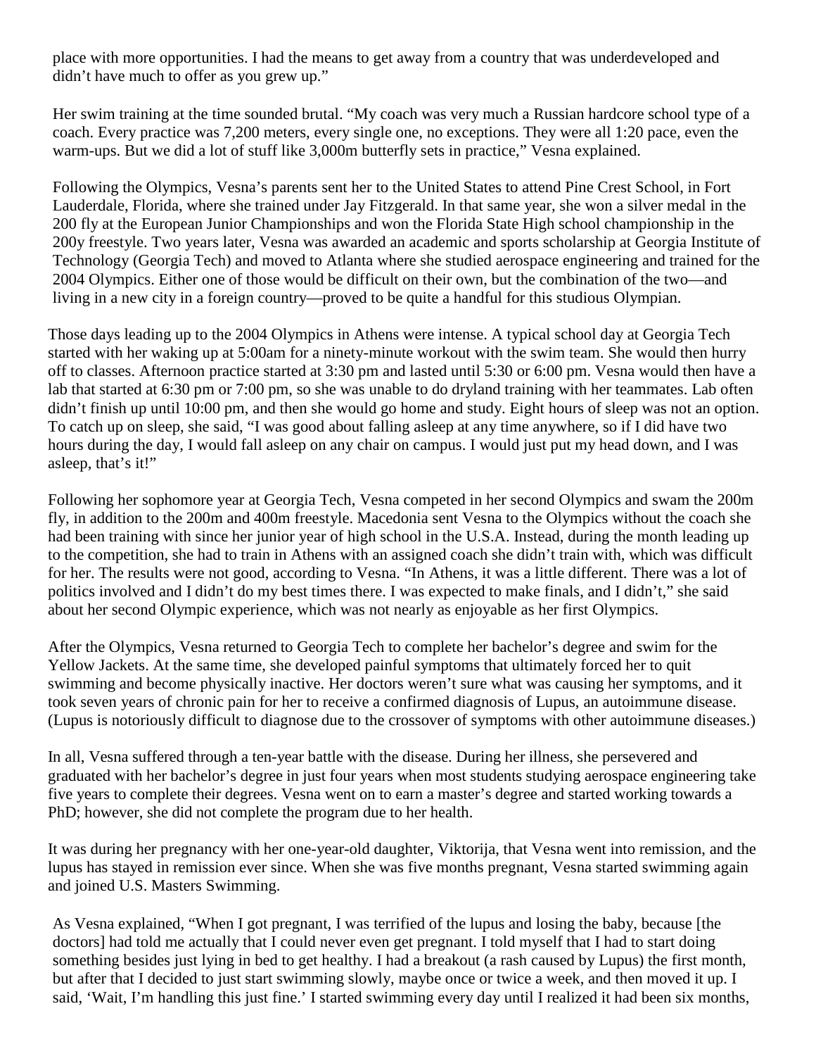place with more opportunities. I had the means to get away from a country that was underdeveloped and didn't have much to offer as you grew up."

Her swim training at the time sounded brutal. "My coach was very much a Russian hardcore school type of a coach. Every practice was 7,200 meters, every single one, no exceptions. They were all 1:20 pace, even the warm-ups. But we did a lot of stuff like 3,000m butterfly sets in practice," Vesna explained.

Following the Olympics, Vesna's parents sent her to the United States to attend Pine Crest School, in Fort Lauderdale, Florida, where she trained under Jay Fitzgerald. In that same year, she won a silver medal in the 200 fly at the European Junior Championships and won the Florida State High school championship in the 200y freestyle. Two years later, Vesna was awarded an academic and sports scholarship at Georgia Institute of Technology (Georgia Tech) and moved to Atlanta where she studied aerospace engineering and trained for the 2004 Olympics. Either one of those would be difficult on their own, but the combination of the two—and living in a new city in a foreign country—proved to be quite a handful for this studious Olympian.

Those days leading up to the 2004 Olympics in Athens were intense. A typical school day at Georgia Tech started with her waking up at 5:00am for a ninety-minute workout with the swim team. She would then hurry off to classes. Afternoon practice started at 3:30 pm and lasted until 5:30 or 6:00 pm. Vesna would then have a lab that started at 6:30 pm or 7:00 pm, so she was unable to do dryland training with her teammates. Lab often didn't finish up until 10:00 pm, and then she would go home and study. Eight hours of sleep was not an option. To catch up on sleep, she said, "I was good about falling asleep at any time anywhere, so if I did have two hours during the day, I would fall asleep on any chair on campus. I would just put my head down, and I was asleep, that's it!"

Following her sophomore year at Georgia Tech, Vesna competed in her second Olympics and swam the 200m fly, in addition to the 200m and 400m freestyle. Macedonia sent Vesna to the Olympics without the coach she had been training with since her junior year of high school in the U.S.A. Instead, during the month leading up to the competition, she had to train in Athens with an assigned coach she didn't train with, which was difficult for her. The results were not good, according to Vesna. "In Athens, it was a little different. There was a lot of politics involved and I didn't do my best times there. I was expected to make finals, and I didn't," she said about her second Olympic experience, which was not nearly as enjoyable as her first Olympics.

After the Olympics, Vesna returned to Georgia Tech to complete her bachelor's degree and swim for the Yellow Jackets. At the same time, she developed painful symptoms that ultimately forced her to quit swimming and become physically inactive. Her doctors weren't sure what was causing her symptoms, and it took seven years of chronic pain for her to receive a confirmed diagnosis of Lupus, an autoimmune disease. (Lupus is notoriously difficult to diagnose due to the crossover of symptoms with other autoimmune diseases.)

In all, Vesna suffered through a ten-year battle with the disease. During her illness, she persevered and graduated with her bachelor's degree in just four years when most students studying aerospace engineering take five years to complete their degrees. Vesna went on to earn a master's degree and started working towards a PhD; however, she did not complete the program due to her health.

It was during her pregnancy with her one-year-old daughter, Viktorija, that Vesna went into remission, and the lupus has stayed in remission ever since. When she was five months pregnant, Vesna started swimming again and joined U.S. Masters Swimming.

As Vesna explained, "When I got pregnant, I was terrified of the lupus and losing the baby, because [the doctors] had told me actually that I could never even get pregnant. I told myself that I had to start doing something besides just lying in bed to get healthy. I had a breakout (a rash caused by Lupus) the first month, but after that I decided to just start swimming slowly, maybe once or twice a week, and then moved it up. I said, 'Wait, I'm handling this just fine.' I started swimming every day until I realized it had been six months,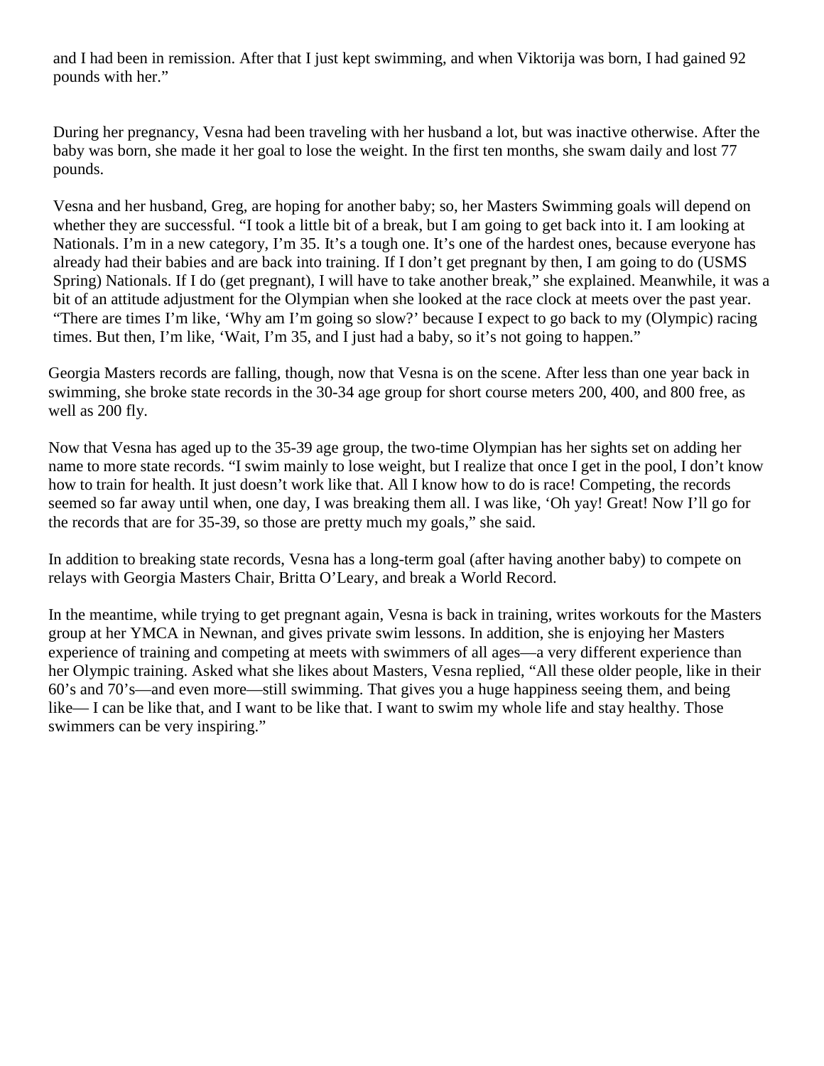and I had been in remission. After that I just kept swimming, and when Viktorija was born, I had gained 92 pounds with her."

During her pregnancy, Vesna had been traveling with her husband a lot, but was inactive otherwise. After the baby was born, she made it her goal to lose the weight. In the first ten months, she swam daily and lost 77 pounds.

Vesna and her husband, Greg, are hoping for another baby; so, her Masters Swimming goals will depend on whether they are successful. "I took a little bit of a break, but I am going to get back into it. I am looking at Nationals. I'm in a new category, I'm 35. It's a tough one. It's one of the hardest ones, because everyone has already had their babies and are back into training. If I don't get pregnant by then, I am going to do (USMS Spring) Nationals. If I do (get pregnant), I will have to take another break," she explained. Meanwhile, it was a bit of an attitude adjustment for the Olympian when she looked at the race clock at meets over the past year. "There are times I'm like, 'Why am I'm going so slow?' because I expect to go back to my (Olympic) racing times. But then, I'm like, 'Wait, I'm 35, and I just had a baby, so it's not going to happen."

Georgia Masters records are falling, though, now that Vesna is on the scene. After less than one year back in swimming, she broke state records in the 30-34 age group for short course meters 200, 400, and 800 free, as well as 200 fly.

Now that Vesna has aged up to the 35-39 age group, the two-time Olympian has her sights set on adding her name to more state records. "I swim mainly to lose weight, but I realize that once I get in the pool, I don't know how to train for health. It just doesn't work like that. All I know how to do is race! Competing, the records seemed so far away until when, one day, I was breaking them all. I was like, 'Oh yay! Great! Now I'll go for the records that are for 35-39, so those are pretty much my goals," she said.

In addition to breaking state records, Vesna has a long-term goal (after having another baby) to compete on relays with Georgia Masters Chair, Britta O'Leary, and break a World Record.

In the meantime, while trying to get pregnant again, Vesna is back in training, writes workouts for the Masters group at her YMCA in Newnan, and gives private swim lessons. In addition, she is enjoying her Masters experience of training and competing at meets with swimmers of all ages—a very different experience than her Olympic training. Asked what she likes about Masters, Vesna replied, "All these older people, like in their 60's and 70's—and even more—still swimming. That gives you a huge happiness seeing them, and being like— I can be like that, and I want to be like that. I want to swim my whole life and stay healthy. Those swimmers can be very inspiring."